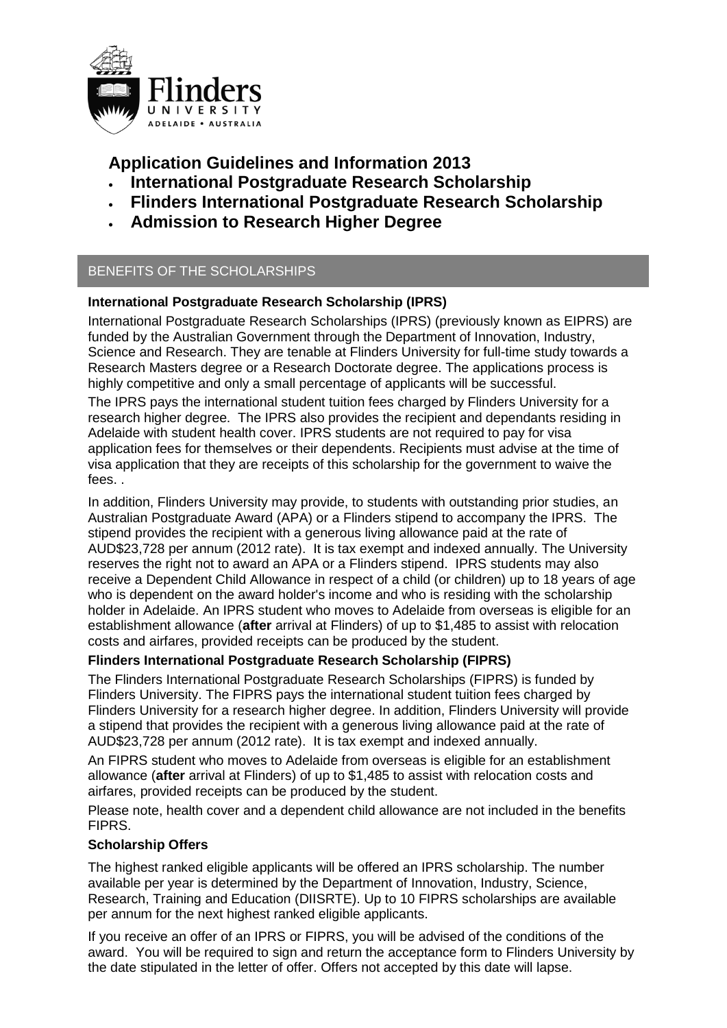# Application Guidelines and Information 2013

- **International Postgraduate Research Scholarship**
- **Flinders International Postgraduate Research Scholarship**
- **Admission to Research Higher Degree**

## BENEFITS OF THE SCHOLARSHIPS

**International Postgraduate Research Scholarship (IPRS)**

International Postgraduate Research Scholarships (IPRS) (previously known as EIPRS) are funded by the Australian Government through the Department of Innovation, Industry, Science and Research. They are tenable at Flinders University for full-time study towards a Research Masters degree or a Research Doctorate degree. The applications process is highly competitive and only a small percentage of applicants will be successful.

The IPRS pays the international student tuition fees charged by Flinders University for a research higher degree. The IPRS also provides the recipient and dependants residing in Adelaide with student health cover. IPRS students are not required to pay for visa application fees for themselves or their dependents. Recipients must advise at the time of visa application that they are receipts of this scholarship for the government to waive the fees. .

In addition, Flinders University may provide, to students with outstanding prior studies, an Australian Postgraduate Award (APA) or a Flinders stipend to accompany the IPRS. The stipend provides the recipient with a generous living allowance paid at the rate of AUD$23,728 per annum (2012 rate). It is tax exempt and indexed annually. The University reserves the right not to award an APA or a Flinders stipend. IPRS students may also receive a Dependent Child Allowance in respect of a child (or children) up to 18 years of age who is dependent on the award holder's income and who is residing with the scholarship holder in Adelaide. An IPRS student who moves to Adelaide from overseas is eligible for an establishment allowance (**after** arrival at Flinders) of up to $1,485 to assist with relocation costs and airfares, provided receipts can be produced by the student.

**Flinders International Postgraduate Research Scholarship (FIPRS)**

The Flinders International Postgraduate Research Scholarships (FIPRS) is funded by Flinders University. The FIPRS pays the international student tuition fees charged by Flinders University for a research higher degree. In addition, Flinders University will provide a stipend that provides the recipient with a generous living allowance paid at the rate of AUD$23,728 per annum (2012 rate). It is tax exempt and indexed annually.

An FIPRS student who moves to Adelaide from overseas is eligible for an establishment allowance (**after** arrival at Flinders) of up to $1,485 to assist with relocation costs and airfares, provided receipts can be produced by the student.

Please note, health cover and a dependent child allowance are not included in the benefits FIPRS.

**Scholarship Offers**

The highest ranked eligible applicants will be offered an IPRS scholarship. The number available per year is determined by the Department of Innovation, Industry, Science, Research, Training and Education (DIISRTE). Up to 10 FIPRS scholarships are available per annum for the next highest ranked eligible applicants.

If you receive an offer of an IPRS or FIPRS, you will be advised of the conditions of the award. You will be required to sign and return the acceptance form to Flinders University by the date stipulated in the letter of offer. Offers not accepted by this date will lapse.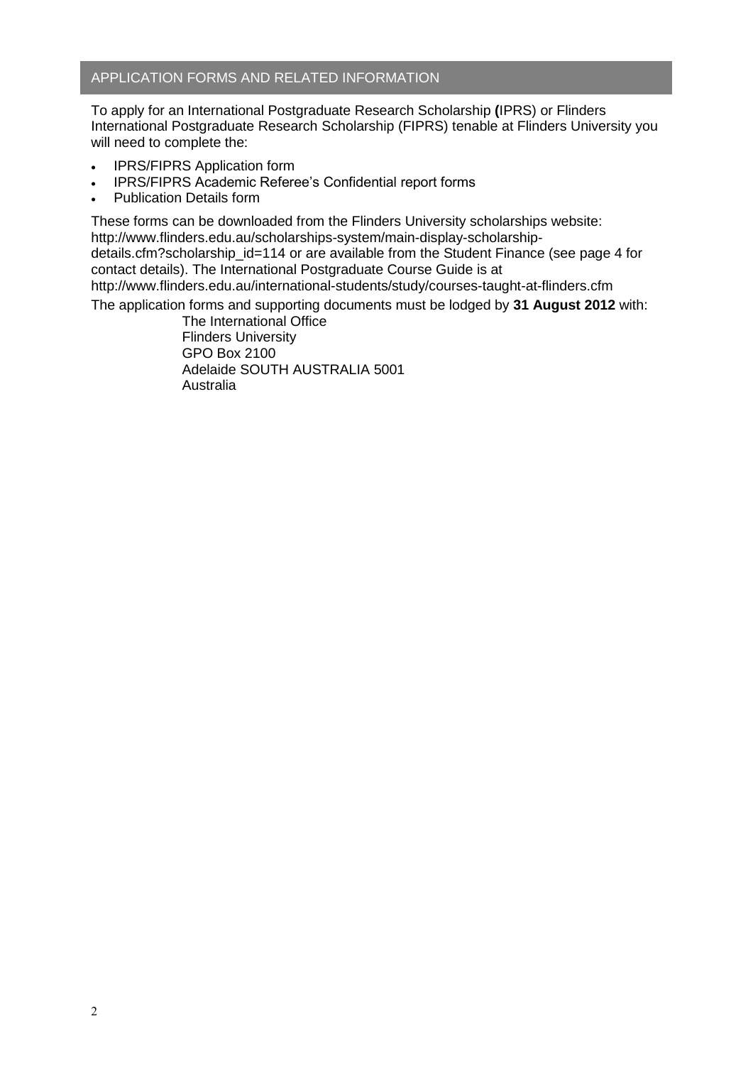## APPLICATION FORMS AND RELATED INFORMATION

To apply for an International Postgraduate Research Scholarship **(**IPRS) or Flinders International Postgraduate Research Scholarship (FIPRS) tenable at Flinders University you will need to complete the:

- IPRS/FIPRS Application form
- IPRS/FIPRS Academic Referee's Confidential report forms
- Publication Details form

These forms can be downloaded from the Flinders University scholarships website: http://www.flinders.edu.au/scholarships-system/main-display-scholarship-details.cfm?scholarship_id=114 or are available from the Student Finance (see page 4 for contact details). The International Postgraduate Course Guide is at http://www.flinders.edu.au/international-students/study/courses-taught-at-flinders.cfm

The application forms and supporting documents must be lodged by **31 August 2012** with:

The International Office
Flinders University
GPO Box 2100
Adelaide SOUTH AUSTRALIA 5001
Australia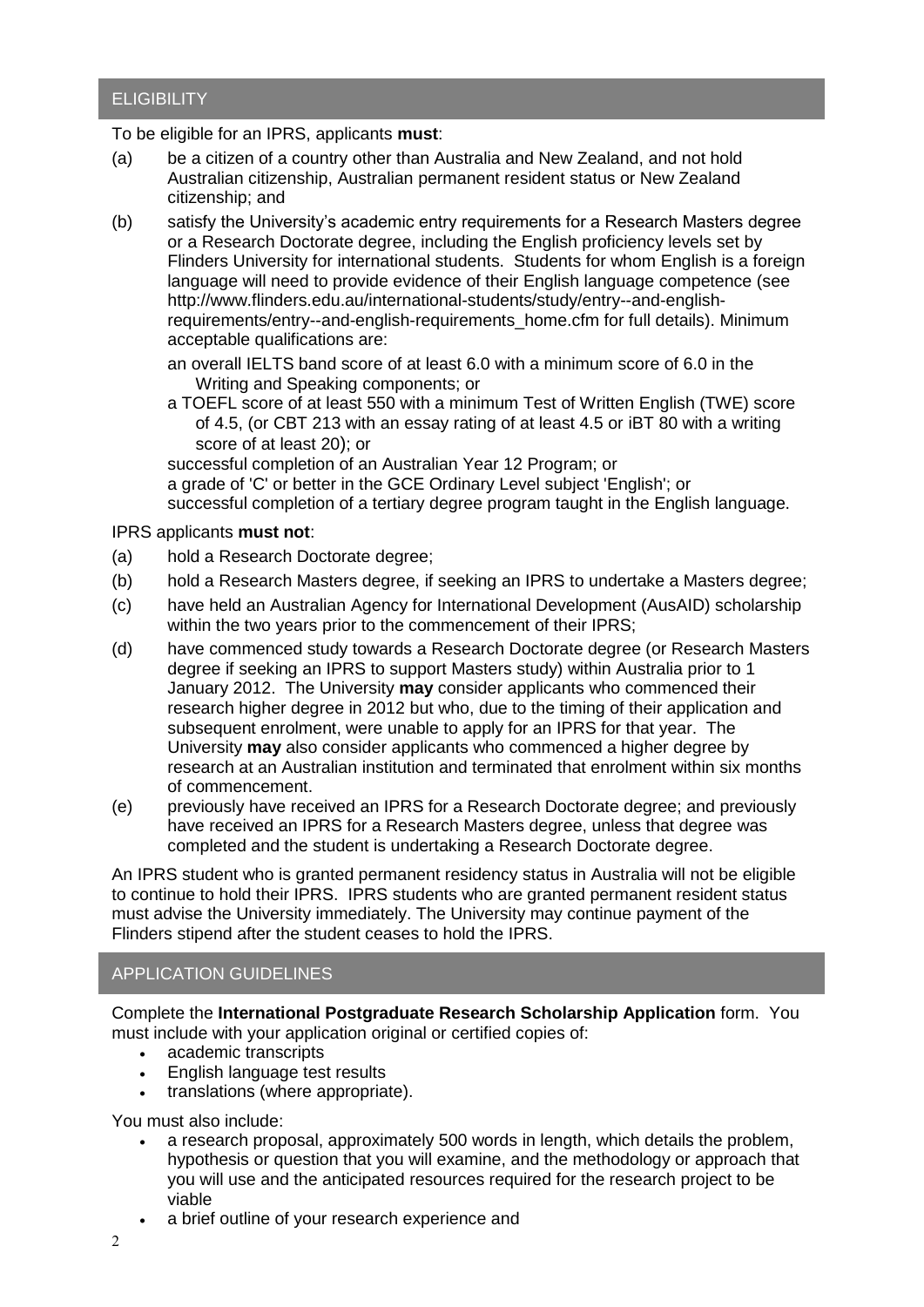## ELIGIBILITY

To be eligible for an IPRS, applicants **must**:

(a) be a citizen of a country other than Australia and New Zealand, and not hold Australian citizenship, Australian permanent resident status or New Zealand citizenship; and

(b) satisfy the University's academic entry requirements for a Research Masters degree or a Research Doctorate degree, including the English proficiency levels set by Flinders University for international students. Students for whom English is a foreign language will need to provide evidence of their English language competence (see http://www.flinders.edu.au/international-students/study/entry--and-english-requirements/entry--and-english-requirements_home.cfm for full details). Minimum acceptable qualifications are:

an overall IELTS band score of at least 6.0 with a minimum score of 6.0 in the Writing and Speaking components; or

a TOEFL score of at least 550 with a minimum Test of Written English (TWE) score of 4.5, (or CBT 213 with an essay rating of at least 4.5 or iBT 80 with a writing score of at least 20); or

successful completion of an Australian Year 12 Program; or

a grade of 'C' or better in the GCE Ordinary Level subject 'English'; or

successful completion of a tertiary degree program taught in the English language.

IPRS applicants **must not**:

(a) hold a Research Doctorate degree;

(b) hold a Research Masters degree, if seeking an IPRS to undertake a Masters degree;

(c) have held an Australian Agency for International Development (AusAID) scholarship within the two years prior to the commencement of their IPRS;

(d) have commenced study towards a Research Doctorate degree (or Research Masters degree if seeking an IPRS to support Masters study) within Australia prior to 1 January 2012. The University **may** consider applicants who commenced their research higher degree in 2012 but who, due to the timing of their application and subsequent enrolment, were unable to apply for an IPRS for that year. The University **may** also consider applicants who commenced a higher degree by research at an Australian institution and terminated that enrolment within six months of commencement.

(e) previously have received an IPRS for a Research Doctorate degree; and previously have received an IPRS for a Research Masters degree, unless that degree was completed and the student is undertaking a Research Doctorate degree.

An IPRS student who is granted permanent residency status in Australia will not be eligible to continue to hold their IPRS. IPRS students who are granted permanent resident status must advise the University immediately. The University may continue payment of the Flinders stipend after the student ceases to hold the IPRS.

## APPLICATION GUIDELINES

Complete the **International Postgraduate Research Scholarship Application** form. You must include with your application original or certified copies of:

- academic transcripts
- English language test results
- translations (where appropriate).

You must also include:

- a research proposal, approximately 500 words in length, which details the problem, hypothesis or question that you will examine, and the methodology or approach that you will use and the anticipated resources required for the research project to be viable
- a brief outline of your research experience and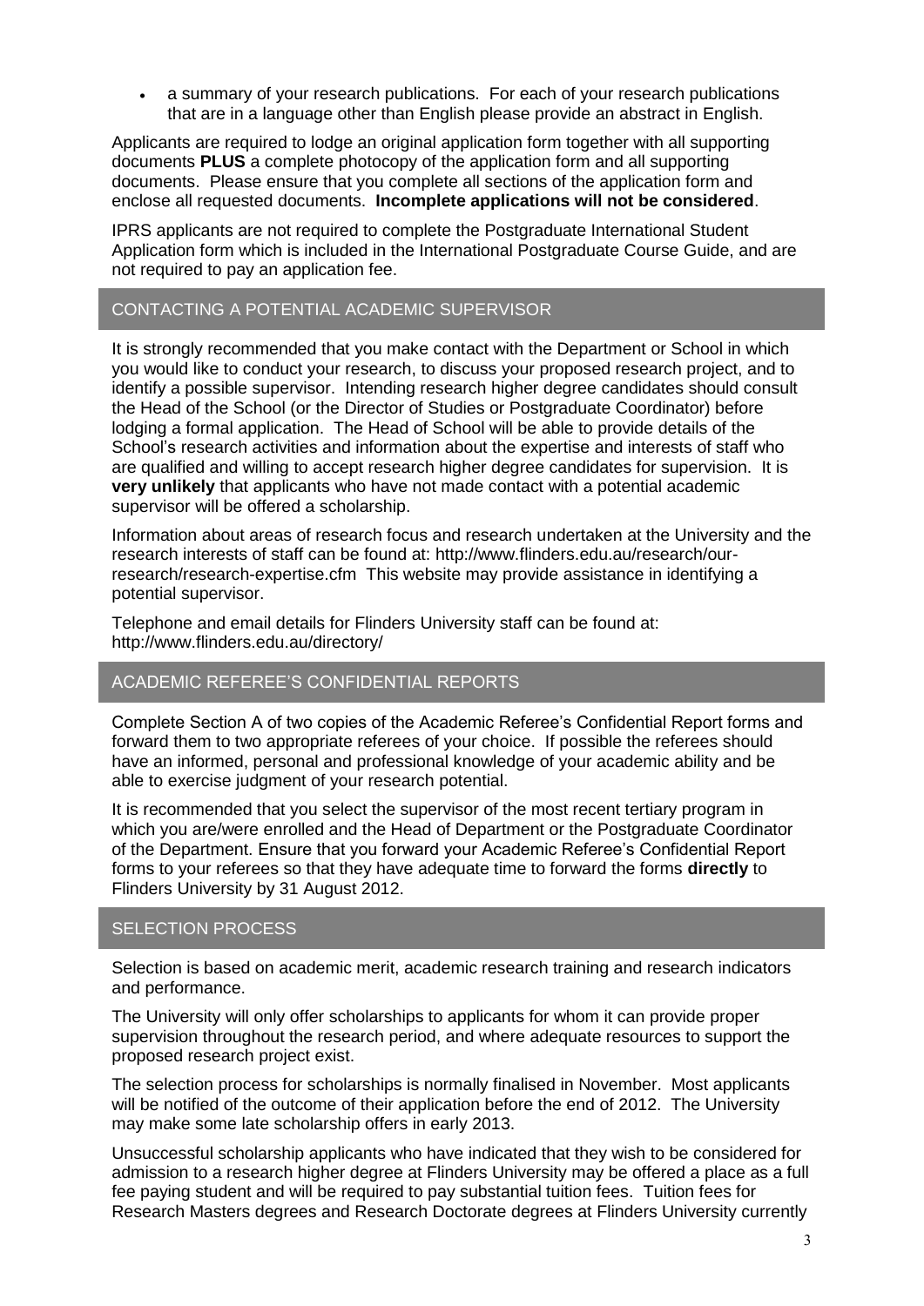- a summary of your research publications. For each of your research publications that are in a language other than English please provide an abstract in English.

Applicants are required to lodge an original application form together with all supporting documents **PLUS** a complete photocopy of the application form and all supporting documents. Please ensure that you complete all sections of the application form and enclose all requested documents. **Incomplete applications will not be considered**.

IPRS applicants are not required to complete the Postgraduate International Student Application form which is included in the International Postgraduate Course Guide, and are not required to pay an application fee.

## CONTACTING A POTENTIAL ACADEMIC SUPERVISOR

It is strongly recommended that you make contact with the Department or School in which you would like to conduct your research, to discuss your proposed research project, and to identify a possible supervisor. Intending research higher degree candidates should consult the Head of the School (or the Director of Studies or Postgraduate Coordinator) before lodging a formal application. The Head of School will be able to provide details of the School's research activities and information about the expertise and interests of staff who are qualified and willing to accept research higher degree candidates for supervision. It is **very unlikely** that applicants who have not made contact with a potential academic supervisor will be offered a scholarship.

Information about areas of research focus and research undertaken at the University and the research interests of staff can be found at: http://www.flinders.edu.au/research/our-research/research-expertise.cfm This website may provide assistance in identifying a potential supervisor.

Telephone and email details for Flinders University staff can be found at: http://www.flinders.edu.au/directory/

## ACADEMIC REFEREE'S CONFIDENTIAL REPORTS

Complete Section A of two copies of the Academic Referee's Confidential Report forms and forward them to two appropriate referees of your choice. If possible the referees should have an informed, personal and professional knowledge of your academic ability and be able to exercise judgment of your research potential.

It is recommended that you select the supervisor of the most recent tertiary program in which you are/were enrolled and the Head of Department or the Postgraduate Coordinator of the Department. Ensure that you forward your Academic Referee's Confidential Report forms to your referees so that they have adequate time to forward the forms **directly** to Flinders University by 31 August 2012.

## SELECTION PROCESS

Selection is based on academic merit, academic research training and research indicators and performance.

The University will only offer scholarships to applicants for whom it can provide proper supervision throughout the research period, and where adequate resources to support the proposed research project exist.

The selection process for scholarships is normally finalised in November. Most applicants will be notified of the outcome of their application before the end of 2012. The University may make some late scholarship offers in early 2013.

Unsuccessful scholarship applicants who have indicated that they wish to be considered for admission to a research higher degree at Flinders University may be offered a place as a full fee paying student and will be required to pay substantial tuition fees. Tuition fees for Research Masters degrees and Research Doctorate degrees at Flinders University currently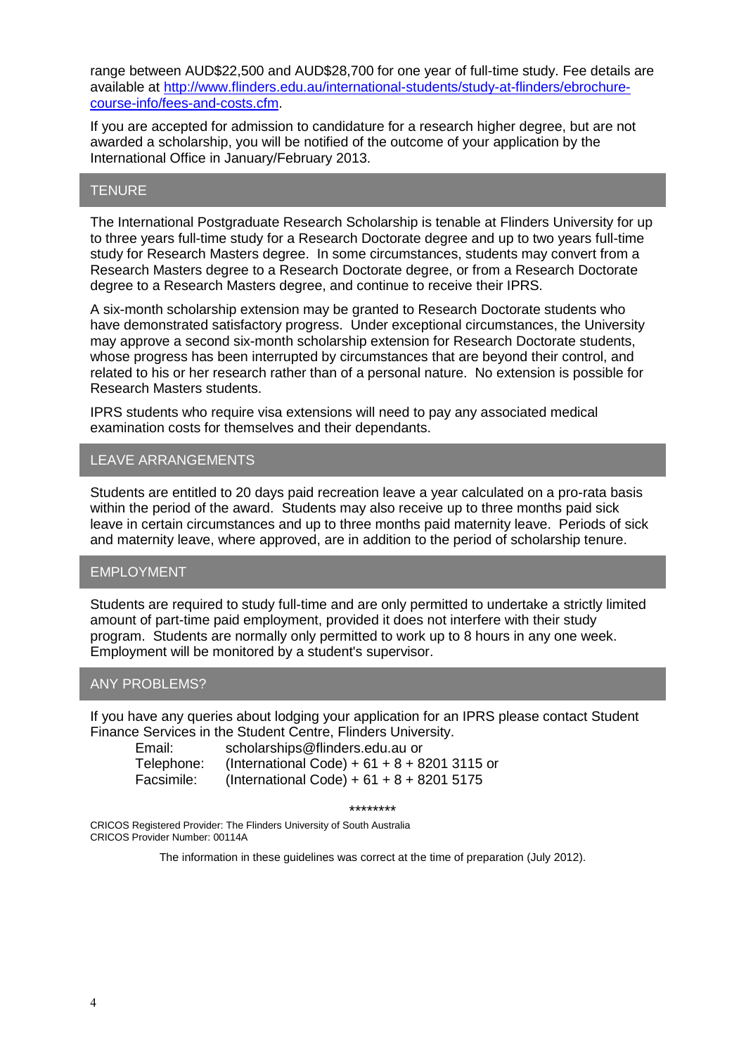range between AUD$22,500 and AUD$28,700 for one year of full-time study. Fee details are available at [http://www.flinders.edu.au/international-students/study-at-flinders/ebrochure-course-info/fees-and-costs.cfm](http://www.flinders.edu.au/international-students/study-at-flinders/ebrochure-course-info/fees-and-costs.cfm).

If you are accepted for admission to candidature for a research higher degree, but are not awarded a scholarship, you will be notified of the outcome of your application by the International Office in January/February 2013.

## TENURE

The International Postgraduate Research Scholarship is tenable at Flinders University for up to three years full-time study for a Research Doctorate degree and up to two years full-time study for Research Masters degree. In some circumstances, students may convert from a Research Masters degree to a Research Doctorate degree, or from a Research Doctorate degree to a Research Masters degree, and continue to receive their IPRS.

A six-month scholarship extension may be granted to Research Doctorate students who have demonstrated satisfactory progress. Under exceptional circumstances, the University may approve a second six-month scholarship extension for Research Doctorate students, whose progress has been interrupted by circumstances that are beyond their control, and related to his or her research rather than of a personal nature. No extension is possible for Research Masters students.

IPRS students who require visa extensions will need to pay any associated medical examination costs for themselves and their dependants.

## LEAVE ARRANGEMENTS

Students are entitled to 20 days paid recreation leave a year calculated on a pro-rata basis within the period of the award. Students may also receive up to three months paid sick leave in certain circumstances and up to three months paid maternity leave. Periods of sick and maternity leave, where approved, are in addition to the period of scholarship tenure.

## EMPLOYMENT

Students are required to study full-time and are only permitted to undertake a strictly limited amount of part-time paid employment, provided it does not interfere with their study program. Students are normally only permitted to work up to 8 hours in any one week. Employment will be monitored by a student's supervisor.

## ANY PROBLEMS?

If you have any queries about lodging your application for an IPRS please contact Student Finance Services in the Student Centre, Flinders University.

Email: scholarships@flinders.edu.au or
Telephone: (International Code) + 61 + 8 + 8201 3115 or
Facsimile: (International Code) + 61 + 8 + 8201 5175

********

CRICOS Registered Provider: The Flinders University of South Australia
CRICOS Provider Number: 00114A

The information in these guidelines was correct at the time of preparation (July 2012).